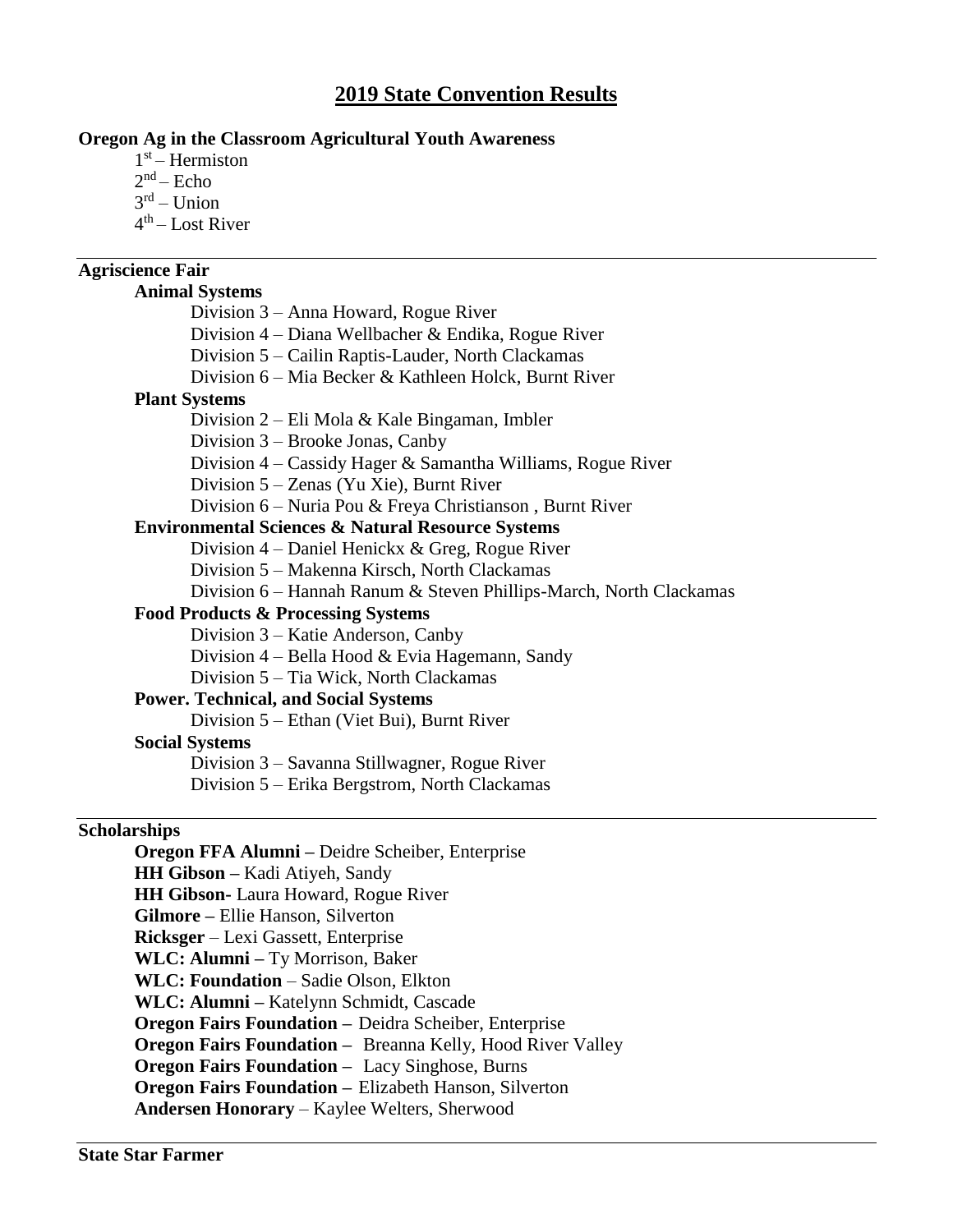# 2019 State Convention Results

**Oregon Ag in the Classroom Agricultural Youth Awareness**

1st – Hermiston
2nd – Echo
3rd – Union
4th – Lost River

---

**Agriscience Fair**

**Animal Systems**

Division 3 – Anna Howard, Rogue River
Division 4 – Diana Wellbacher & Endika, Rogue River
Division 5 – Cailin Raptis-Lauder, North Clackamas
Division 6 – Mia Becker & Kathleen Holck, Burnt River

**Plant Systems**

Division 2 – Eli Mola & Kale Bingaman, Imbler
Division 3 – Brooke Jonas, Canby
Division 4 – Cassidy Hager & Samantha Williams, Rogue River
Division 5 – Zenas (Yu Xie), Burnt River
Division 6 – Nuria Pou & Freya Christianson , Burnt River

**Environmental Sciences & Natural Resource Systems**

Division 4 – Daniel Henickx & Greg, Rogue River
Division 5 – Makenna Kirsch, North Clackamas
Division 6 – Hannah Ranum & Steven Phillips-March, North Clackamas

**Food Products & Processing Systems**

Division 3 – Katie Anderson, Canby
Division 4 – Bella Hood & Evia Hagemann, Sandy
Division 5 – Tia Wick, North Clackamas

**Power. Technical, and Social Systems**

Division 5 – Ethan (Viet Bui), Burnt River

**Social Systems**

Division 3 – Savanna Stillwagner, Rogue River
Division 5 – Erika Bergstrom, North Clackamas

---

**Scholarships**

**Oregon FFA Alumni –** Deidre Scheiber, Enterprise
**HH Gibson –** Kadi Atiyeh, Sandy
**HH Gibson-** Laura Howard, Rogue River
**Gilmore –** Ellie Hanson, Silverton
**Ricksger** – Lexi Gassett, Enterprise
**WLC: Alumni –** Ty Morrison, Baker
**WLC: Foundation** – Sadie Olson, Elkton
**WLC: Alumni –** Katelynn Schmidt, Cascade
**Oregon Fairs Foundation –** Deidra Scheiber, Enterprise
**Oregon Fairs Foundation –** Breanna Kelly, Hood River Valley
**Oregon Fairs Foundation –** Lacy Singhose, Burns
**Oregon Fairs Foundation –** Elizabeth Hanson, Silverton
**Andersen Honorary** – Kaylee Welters, Sherwood

---

**State Star Farmer**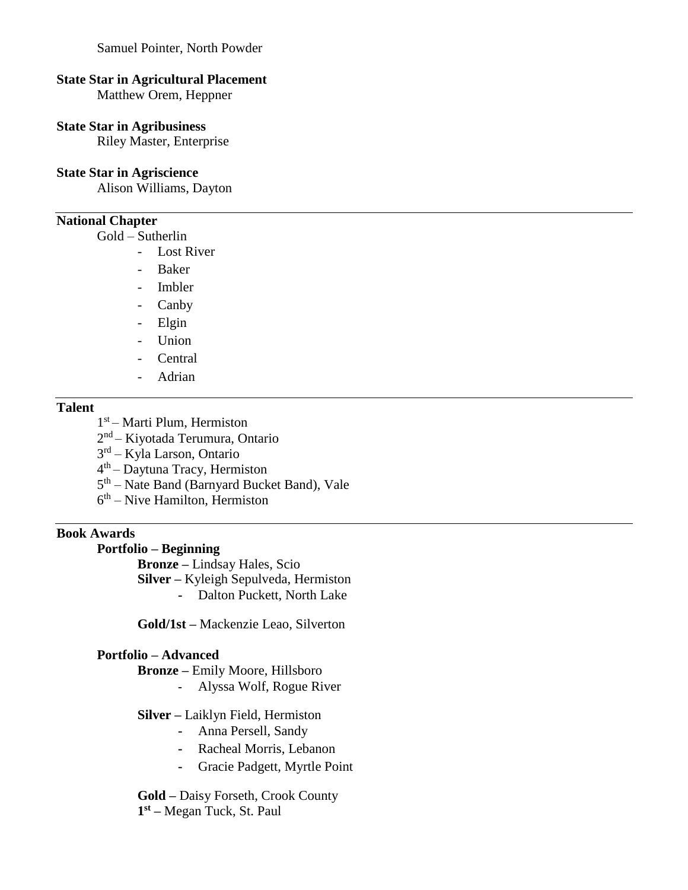Samuel Pointer, North Powder

**State Star in Agricultural Placement**
Matthew Orem, Heppner

**State Star in Agribusiness**
Riley Master, Enterprise

**State Star in Agriscience**
Alison Williams, Dayton

---

**National Chapter**

Gold – Sutherlin

- Lost River
- Baker
- Imbler
- Canby
- Elgin
- Union
- Central
- Adrian

---

**Talent**

1st – Marti Plum, Hermiston
2nd – Kiyotada Terumura, Ontario
3rd – Kyla Larson, Ontario
4th – Daytuna Tracy, Hermiston
5th – Nate Band (Barnyard Bucket Band), Vale
6th – Nive Hamilton, Hermiston

---

**Book Awards**

**Portfolio – Beginning**

**Bronze –** Lindsay Hales, Scio
**Silver –** Kyleigh Sepulveda, Hermiston

- Dalton Puckett, North Lake

**Gold/1st –** Mackenzie Leao, Silverton

**Portfolio – Advanced**

**Bronze –** Emily Moore, Hillsboro

- Alyssa Wolf, Rogue River

**Silver –** Laiklyn Field, Hermiston

- Anna Persell, Sandy
- Racheal Morris, Lebanon
- Gracie Padgett, Myrtle Point

**Gold –** Daisy Forseth, Crook County
**1st –** Megan Tuck, St. Paul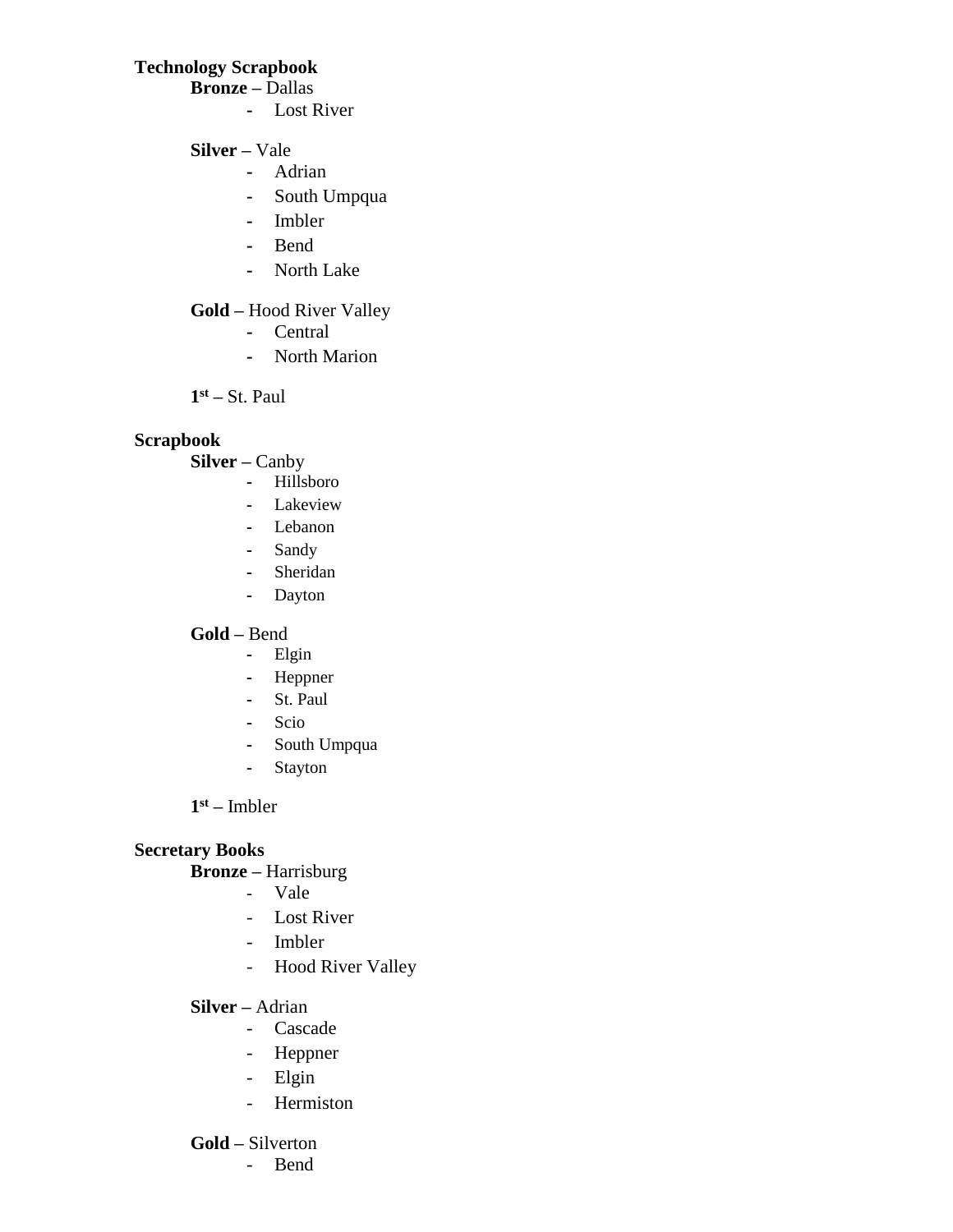**Technology Scrapbook**

**Bronze –** Dallas

- Lost River

**Silver –** Vale

- Adrian
- South Umpqua
- Imbler
- Bend
- North Lake

**Gold –** Hood River Valley

- Central
- North Marion

**1st –** St. Paul

**Scrapbook**

**Silver –** Canby

- Hillsboro
- Lakeview
- Lebanon
- Sandy
- Sheridan
- Dayton

**Gold –** Bend

- Elgin
- Heppner
- St. Paul
- Scio
- South Umpqua
- Stayton

**1st –** Imbler

**Secretary Books**

**Bronze –** Harrisburg

- Vale
- Lost River
- Imbler
- Hood River Valley

**Silver –** Adrian

- Cascade
- Heppner
- Elgin
- Hermiston

**Gold –** Silverton

- Bend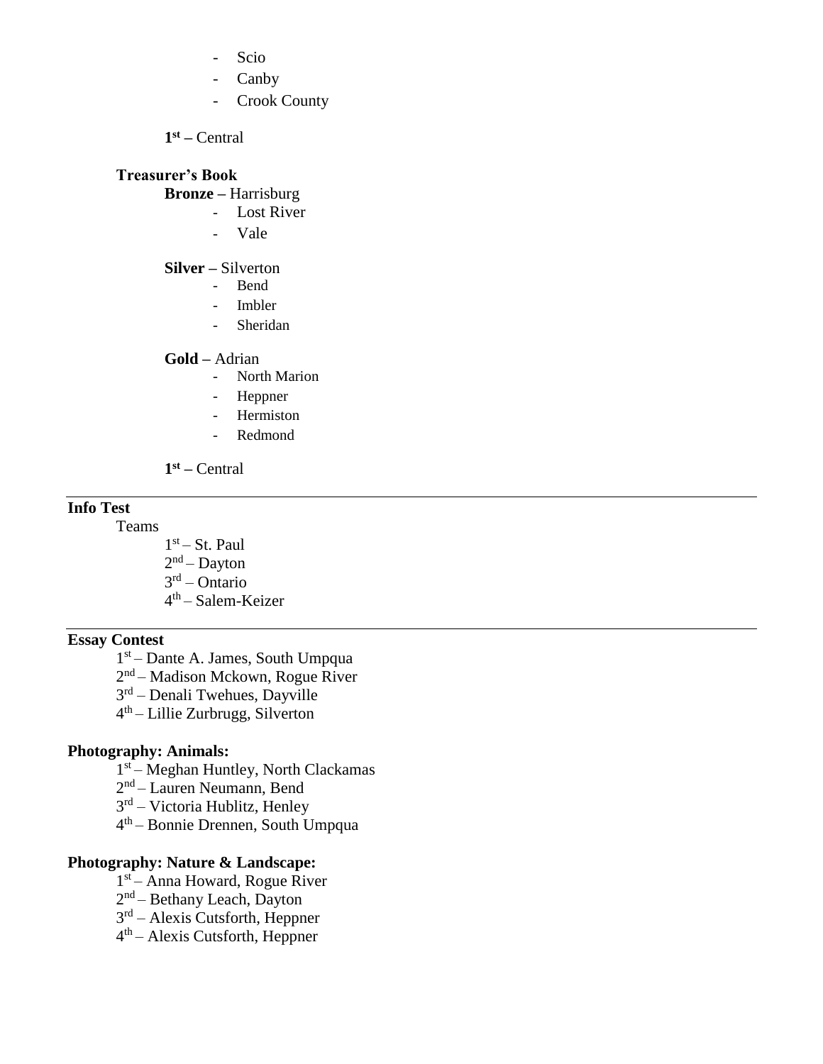- Scio
- Canby
- Crook County

**1st –** Central

**Treasurer's Book**

**Bronze –** Harrisburg

- Lost River
- Vale

**Silver –** Silverton

- Bend
- Imbler
- Sheridan

**Gold –** Adrian

- North Marion
- Heppner
- Hermiston
- Redmond

**1st –** Central

---

**Info Test**

Teams

1st – St. Paul
2nd – Dayton
3rd – Ontario
4th – Salem-Keizer

---

**Essay Contest**

1st – Dante A. James, South Umpqua
2nd – Madison Mckown, Rogue River
3rd – Denali Twehues, Dayville
4th – Lillie Zurbrugg, Silverton

**Photography: Animals:**

1st – Meghan Huntley, North Clackamas
2nd – Lauren Neumann, Bend
3rd – Victoria Hublitz, Henley
4th – Bonnie Drennen, South Umpqua

**Photography: Nature & Landscape:**

1st – Anna Howard, Rogue River
2nd – Bethany Leach, Dayton
3rd – Alexis Cutsforth, Heppner
4th – Alexis Cutsforth, Heppner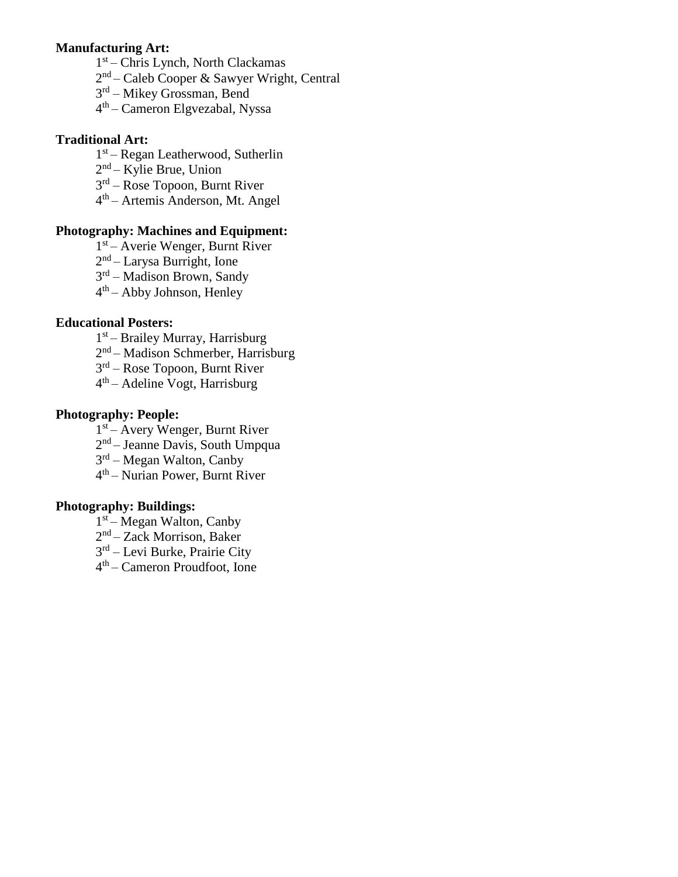**Manufacturing Art:**

1st – Chris Lynch, North Clackamas
2nd – Caleb Cooper & Sawyer Wright, Central
3rd – Mikey Grossman, Bend
4th – Cameron Elgvezabal, Nyssa

**Traditional Art:**

1st – Regan Leatherwood, Sutherlin
2nd – Kylie Brue, Union
3rd – Rose Topoon, Burnt River
4th – Artemis Anderson, Mt. Angel

**Photography: Machines and Equipment:**

1st – Averie Wenger, Burnt River
2nd – Larysa Burright, Ione
3rd – Madison Brown, Sandy
4th – Abby Johnson, Henley

**Educational Posters:**

1st – Brailey Murray, Harrisburg
2nd – Madison Schmerber, Harrisburg
3rd – Rose Topoon, Burnt River
4th – Adeline Vogt, Harrisburg

**Photography: People:**

1st – Avery Wenger, Burnt River
2nd – Jeanne Davis, South Umpqua
3rd – Megan Walton, Canby
4th – Nurian Power, Burnt River

**Photography: Buildings:**

1st – Megan Walton, Canby
2nd – Zack Morrison, Baker
3rd – Levi Burke, Prairie City
4th – Cameron Proudfoot, Ione